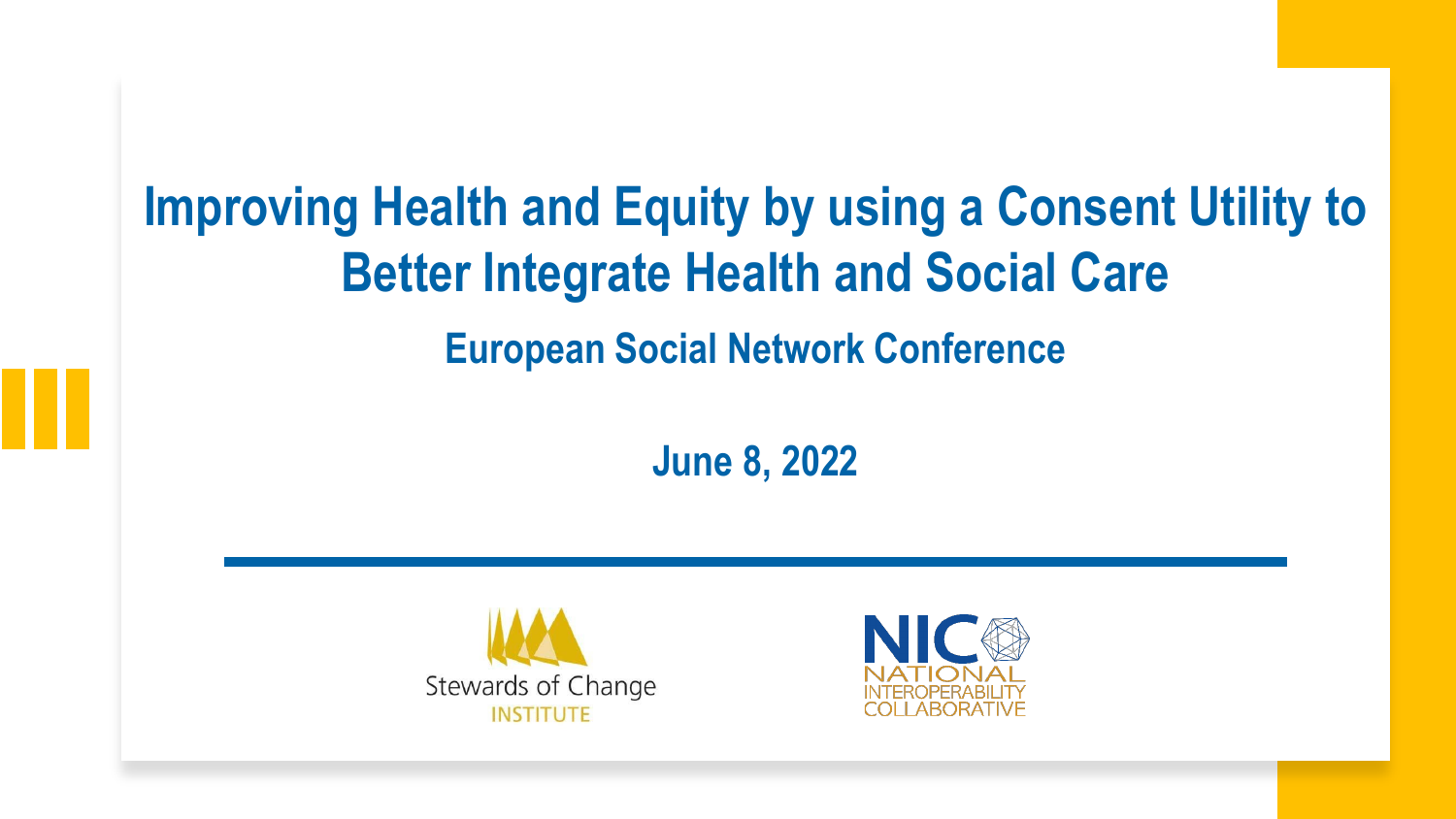# Improving Health and Equity by using a Consent Utility to Better Integrate Health and Social Care

## European Social Network Conference

**June 8, 2022**

Stewards of Change INSTITUTE

NIC NATIONAL INTEROPERABILITY COLLABORATIVE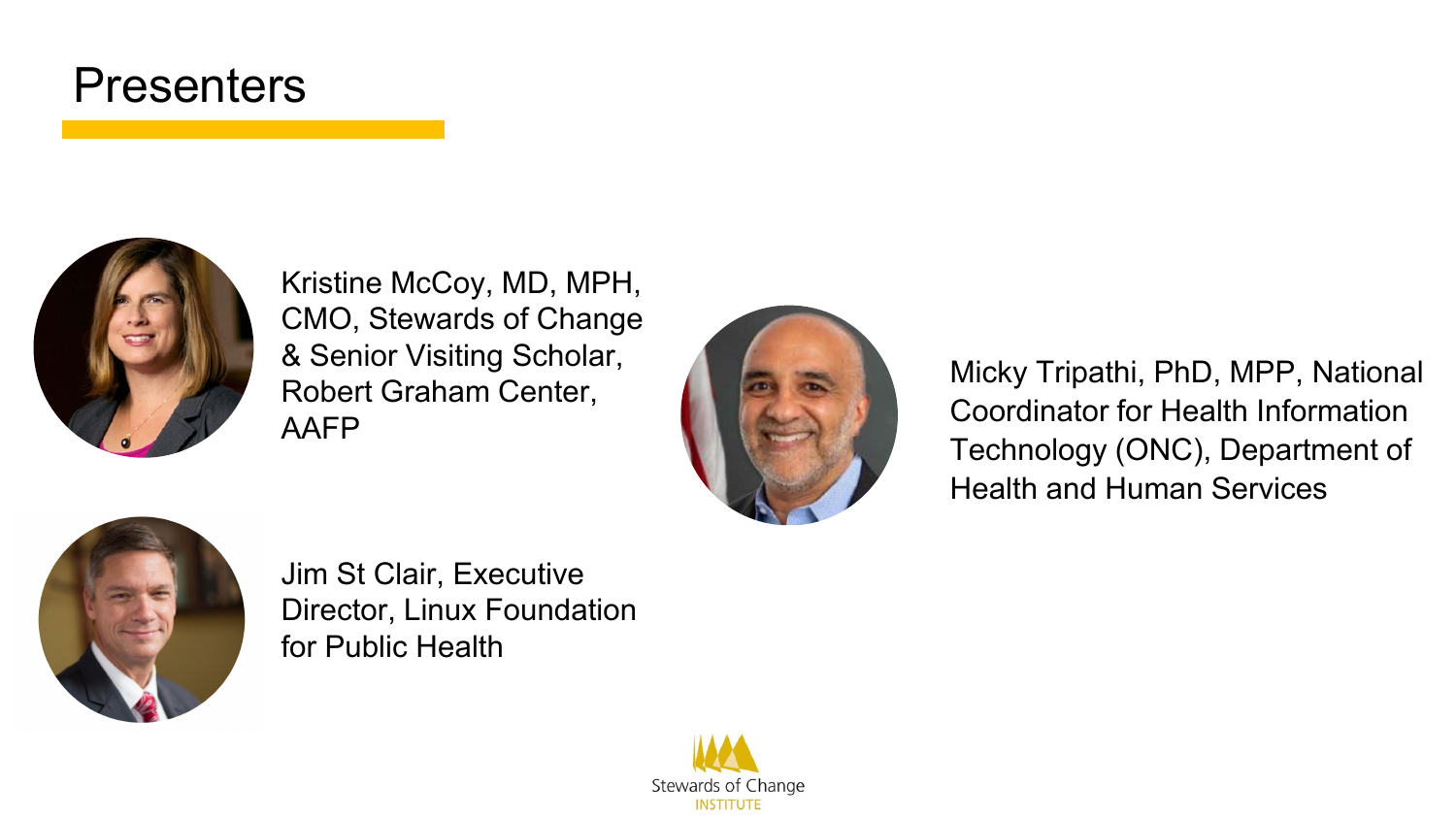# Presenters

Kristine McCoy, MD, MPH, CMO, Stewards of Change & Senior Visiting Scholar, Robert Graham Center, AAFP

Micky Tripathi, PhD, MPP, National Coordinator for Health Information Technology (ONC), Department of Health and Human Services

Jim St Clair, Executive Director, Linux Foundation for Public Health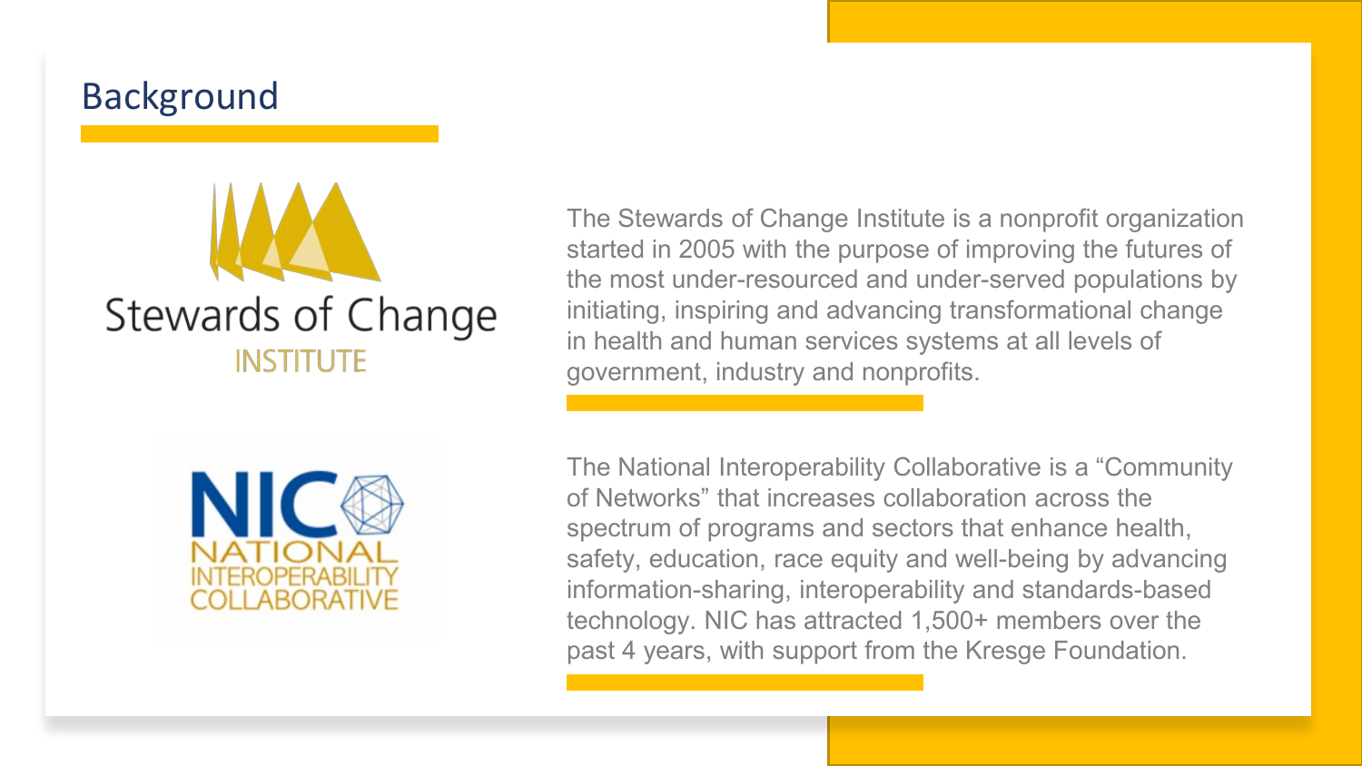## Background

Stewards of Change
INSTITUTE

The Stewards of Change Institute is a nonprofit organization started in 2005 with the purpose of improving the futures of the most under-resourced and under-served populations by initiating, inspiring and advancing transformational change in health and human services systems at all levels of government, industry and nonprofits.

NIC
NATIONAL
INTEROPERABILITY
COLLABORATIVE

The National Interoperability Collaborative is a “Community of Networks” that increases collaboration across the spectrum of programs and sectors that enhance health, safety, education, race equity and well-being by advancing information-sharing, interoperability and standards-based technology. NIC has attracted 1,500+ members over the past 4 years, with support from the Kresge Foundation.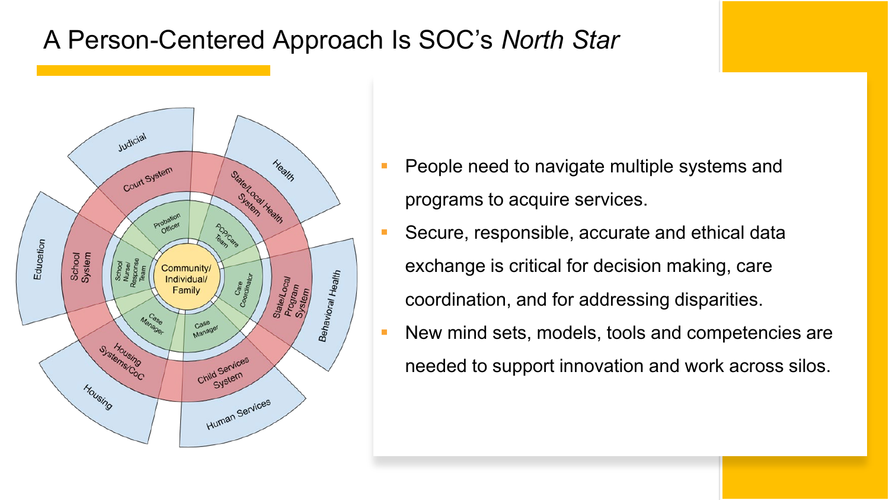# A Person-Centered Approach Is SOC's *North Star*

- People need to navigate multiple systems and programs to acquire services.
- Secure, responsible, accurate and ethical data exchange is critical for decision making, care coordination, and for addressing disparities.
- New mind sets, models, tools and competencies are needed to support innovation and work across silos.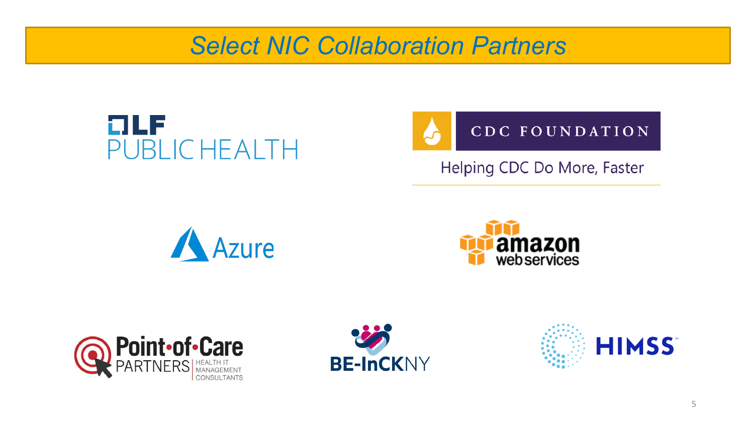# Select NIC Collaboration Partners

LF PUBLIC HEALTH

CDC FOUNDATION

Helping CDC Do More, Faster

Azure

amazon web services

Point-of-Care PARTNERS | HEALTH IT MANAGEMENT CONSULTANTS

BE-InCKNY

HIMSS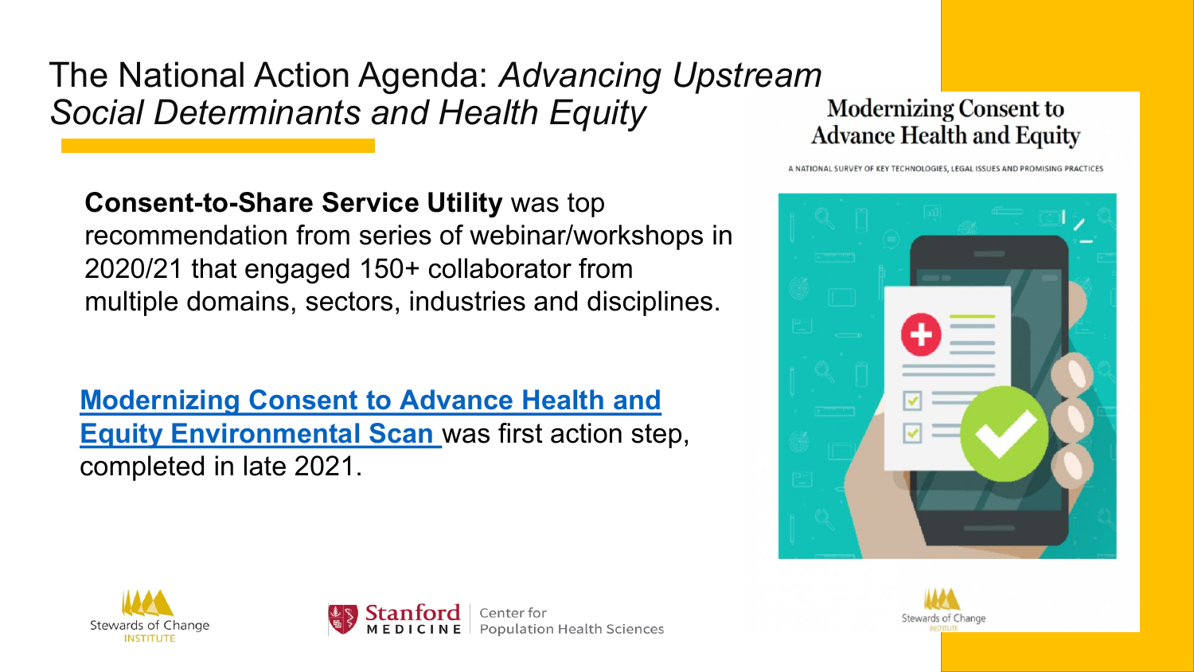# The National Action Agenda: *Advancing Upstream Social Determinants and Health Equity*

**Consent-to-Share Service Utility** was top recommendation from series of webinar/workshops in 2020/21 that engaged 150+ collaborator from multiple domains, sectors, industries and disciplines.

**Modernizing Consent to Advance Health and Equity Environmental Scan** was first action step, completed in late 2021.

Modernizing Consent to Advance Health and Equity

A NATIONAL SURVEY OF KEY TECHNOLOGIES, LEGAL ISSUES AND PROMISING PRACTICES

Stewards of Change INSTITUTE

Stanford MEDICINE | Center for Population Health Sciences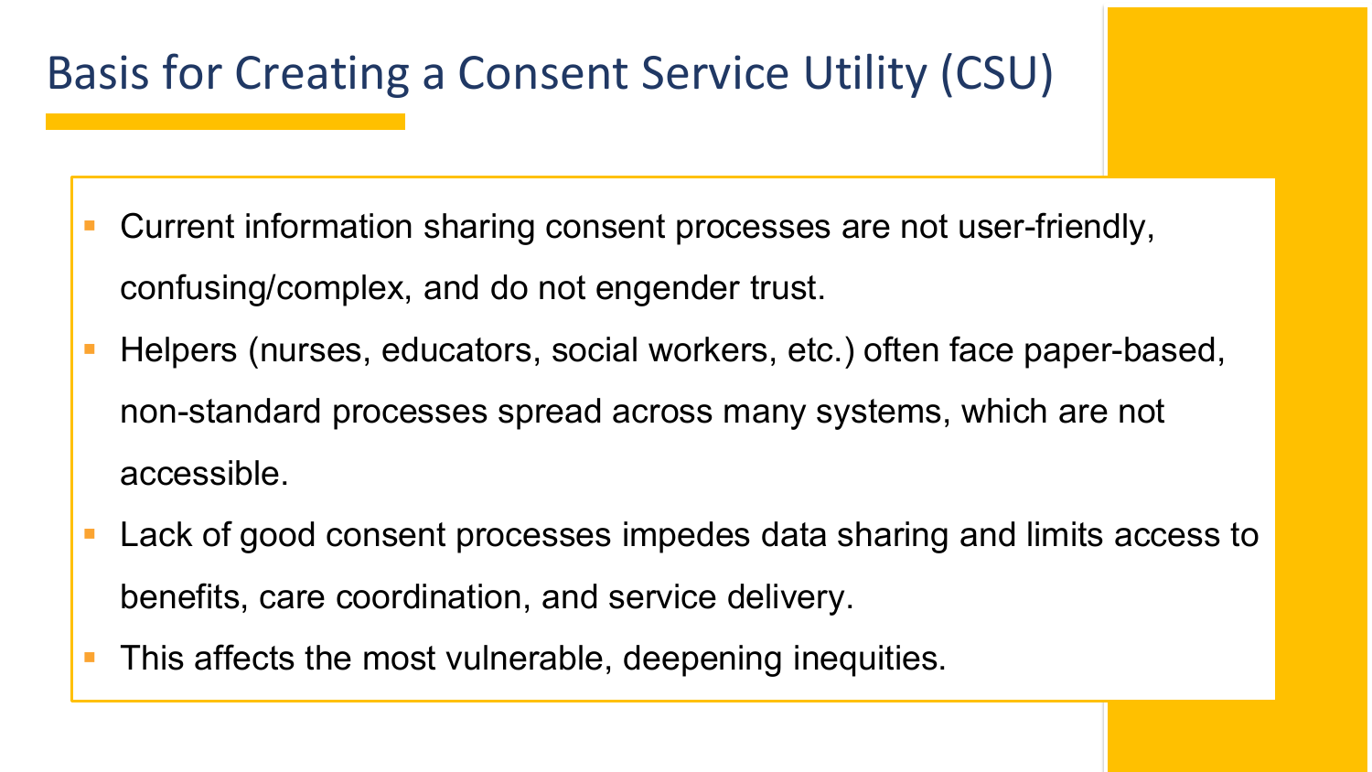# Basis for Creating a Consent Service Utility (CSU)

- Current information sharing consent processes are not user-friendly, confusing/complex, and do not engender trust.
- Helpers (nurses, educators, social workers, etc.) often face paper-based, non-standard processes spread across many systems, which are not accessible.
- Lack of good consent processes impedes data sharing and limits access to benefits, care coordination, and service delivery.
- This affects the most vulnerable, deepening inequities.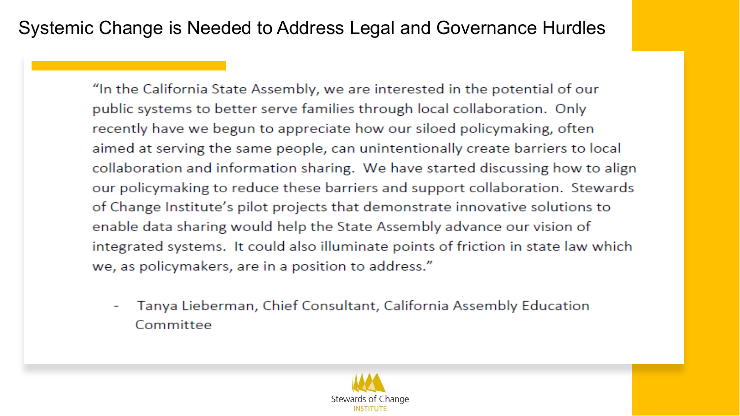# Systemic Change is Needed to Address Legal and Governance Hurdles

"In the California State Assembly, we are interested in the potential of our public systems to better serve families through local collaboration. Only recently have we begun to appreciate how our siloed policymaking, often aimed at serving the same people, can unintentionally create barriers to local collaboration and information sharing. We have started discussing how to align our policymaking to reduce these barriers and support collaboration. Stewards of Change Institute's pilot projects that demonstrate innovative solutions to enable data sharing would help the State Assembly advance our vision of integrated systems. It could also illuminate points of friction in state law which we, as policymakers, are in a position to address."

- Tanya Lieberman, Chief Consultant, California Assembly Education Committee

Stewards of Change INSTITUTE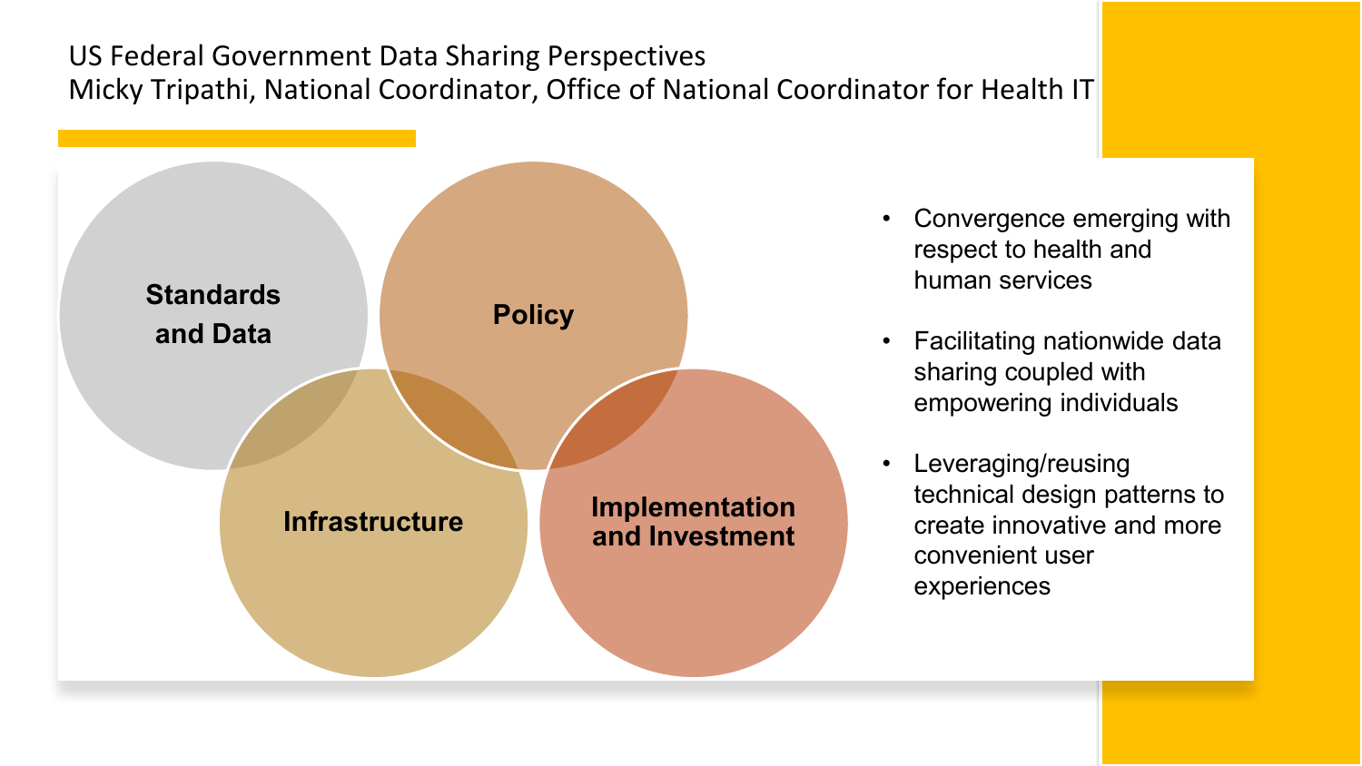# US Federal Government Data Sharing Perspectives
## Micky Tripathi, National Coordinator, Office of National Coordinator for Health IT

**Standards and Data**

**Policy**

**Infrastructure**

**Implementation and Investment**

- Convergence emerging with respect to health and human services
- Facilitating nationwide data sharing coupled with empowering individuals
- Leveraging/reusing technical design patterns to create innovative and more convenient user experiences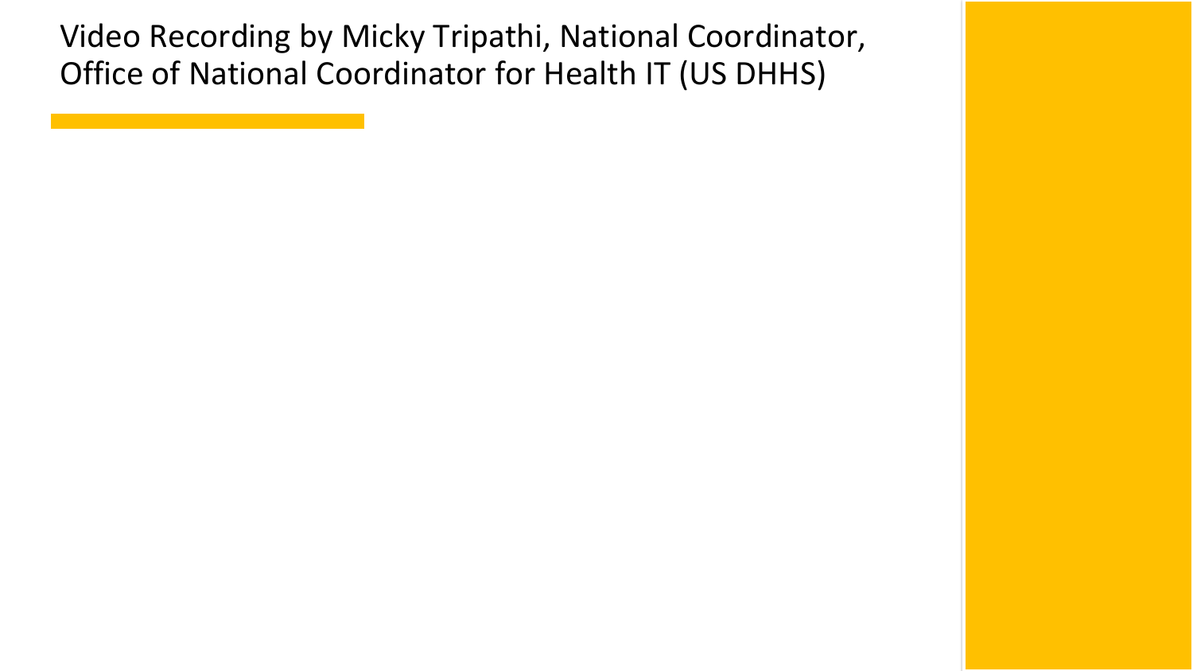# Video Recording by Micky Tripathi, National Coordinator, Office of National Coordinator for Health IT (US DHHS)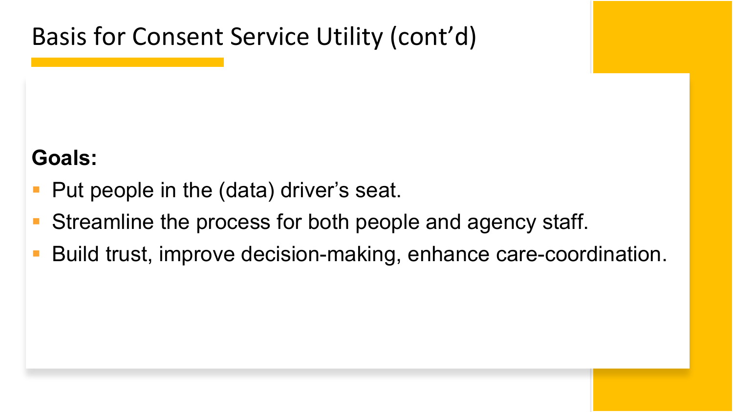# Basis for Consent Service Utility (cont'd)

**Goals:**

- Put people in the (data) driver's seat.
- Streamline the process for both people and agency staff.
- Build trust, improve decision-making, enhance care-coordination.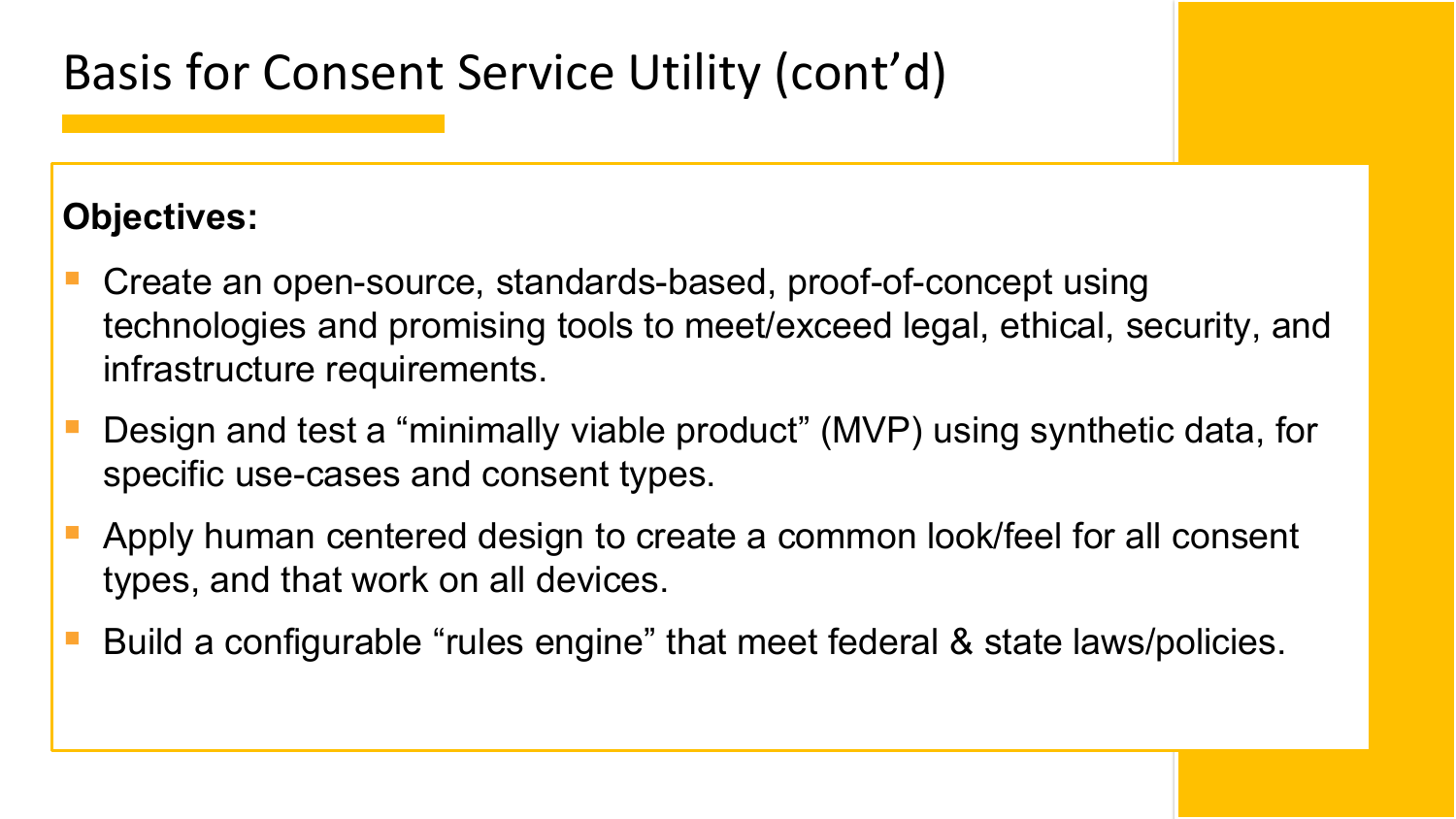# Basis for Consent Service Utility (cont’d)

**Objectives:**

- Create an open-source, standards-based, proof-of-concept using technologies and promising tools to meet/exceed legal, ethical, security, and infrastructure requirements.
- Design and test a “minimally viable product” (MVP) using synthetic data, for specific use-cases and consent types.
- Apply human centered design to create a common look/feel for all consent types, and that work on all devices.
- Build a configurable “rules engine” that meet federal & state laws/policies.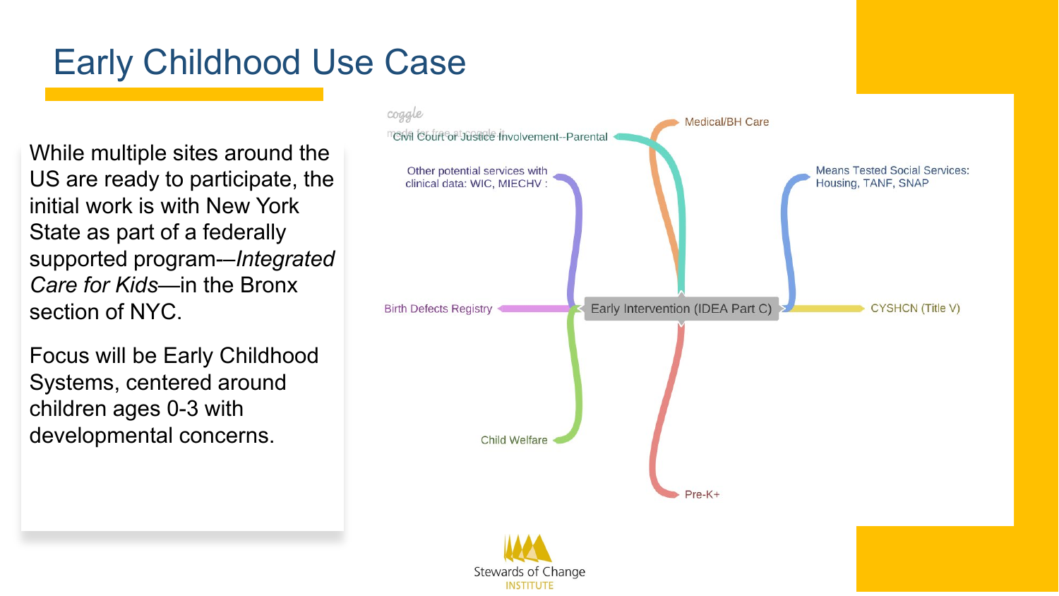# Early Childhood Use Case

While multiple sites around the US are ready to participate, the initial work is with New York State as part of a federally supported program—*Integrated Care for Kids*—in the Bronx section of NYC.

Focus will be Early Childhood Systems, centered around children ages 0-3 with developmental concerns.

- Early Intervention (IDEA Part C)
  - Civil Court or Justice Involvement--Parental
  - Medical/BH Care
  - Other potential services with clinical data: WIC, MIECHV :
  - Means Tested Social Services: Housing, TANF, SNAP
  - Birth Defects Registry
  - CYSHCN (Title V)
  - Child Welfare
  - Pre-K+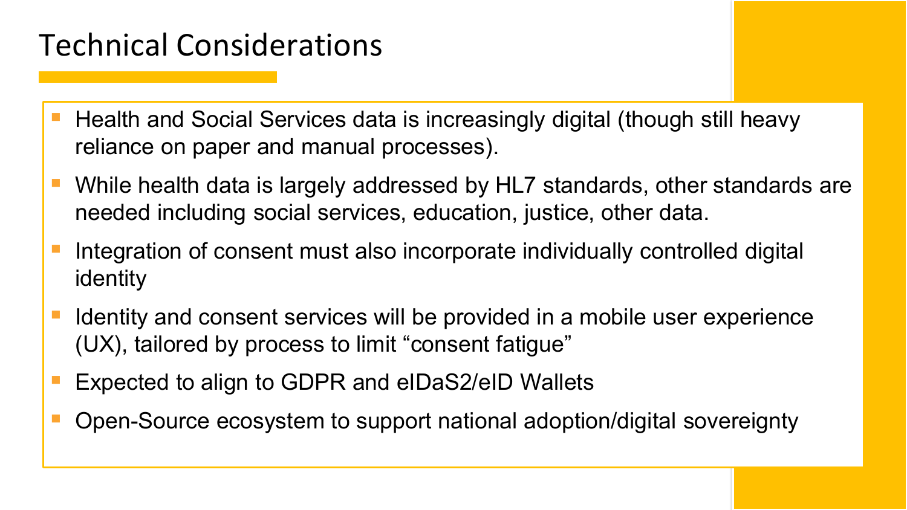# Technical Considerations

- Health and Social Services data is increasingly digital (though still heavy reliance on paper and manual processes).
- While health data is largely addressed by HL7 standards, other standards are needed including social services, education, justice, other data.
- Integration of consent must also incorporate individually controlled digital identity
- Identity and consent services will be provided in a mobile user experience (UX), tailored by process to limit "consent fatigue"
- Expected to align to GDPR and eIDaS2/eID Wallets
- Open-Source ecosystem to support national adoption/digital sovereignty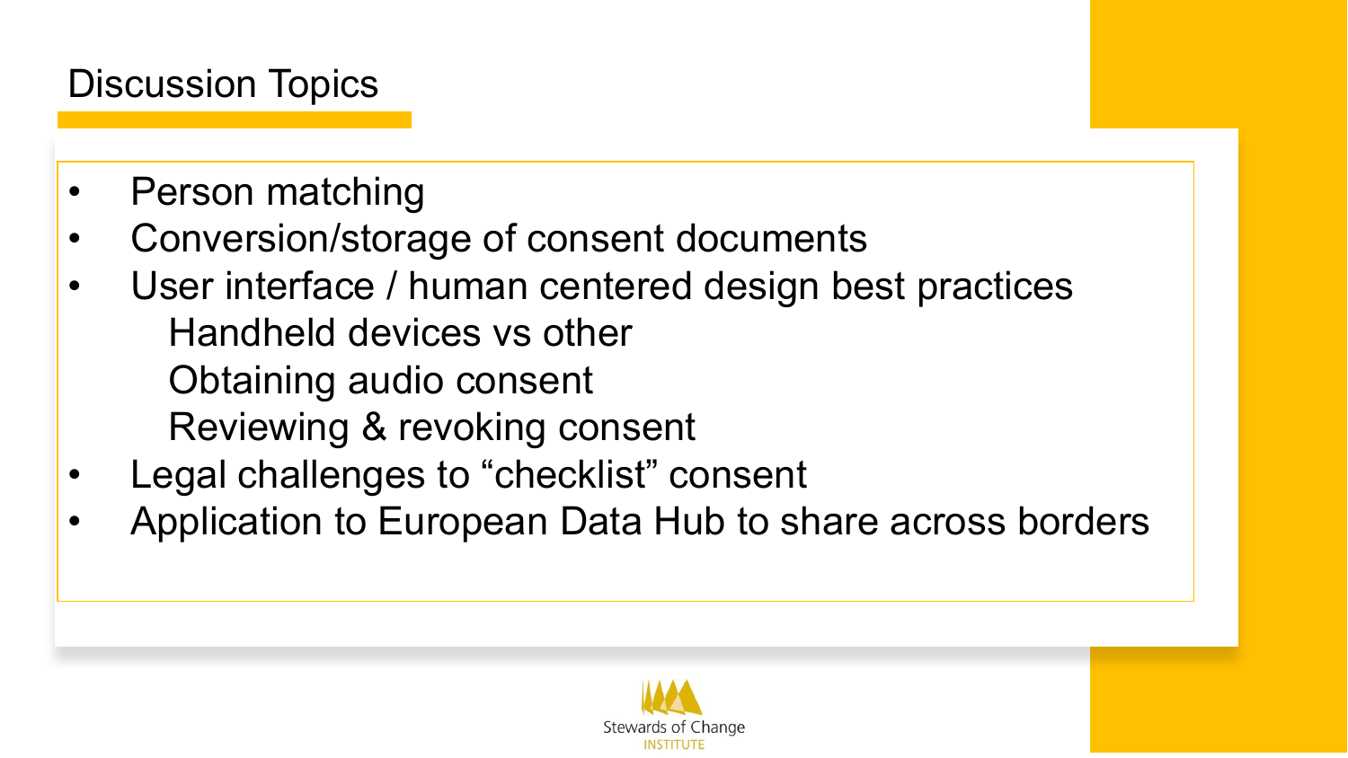## Discussion Topics

- Person matching
- Conversion/storage of consent documents
- User interface / human centered design best practices
  - Handheld devices vs other
  - Obtaining audio consent
  - Reviewing & revoking consent
- Legal challenges to “checklist” consent
- Application to European Data Hub to share across borders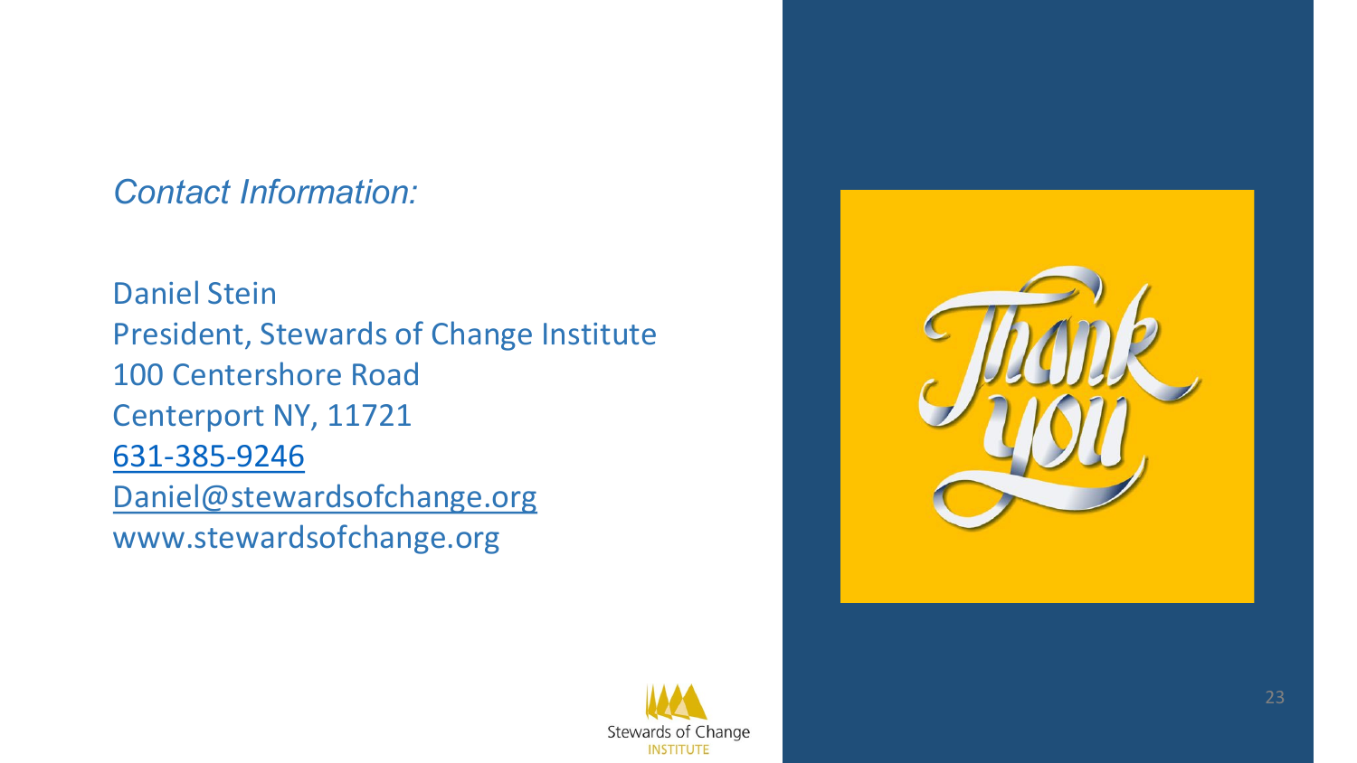*Contact Information:*

Daniel Stein
President, Stewards of Change Institute
100 Centershore Road
Centerport NY, 11721
631-385-9246
Daniel@stewardsofchange.org
www.stewardsofchange.org

Thank you

Stewards of Change
INSTITUTE